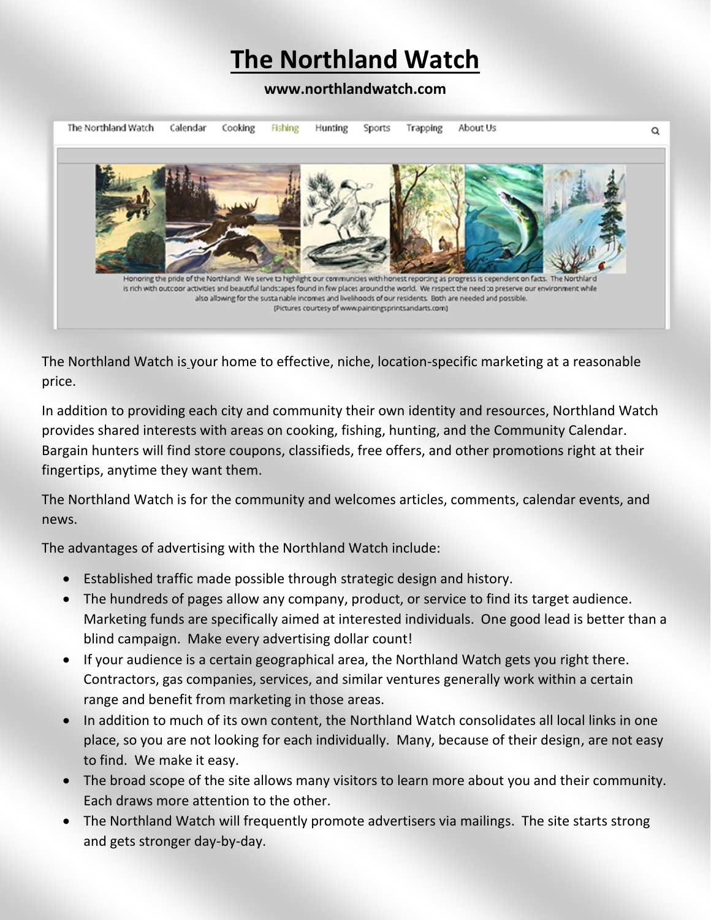# The Northland Watch

**www.northlandwatch.com**

The Northland Watch | Calendar | Cooking | Fishing | Hunting | Sports | Trapping | About Us

Honoring the pride of the Northland! We serve to highlight our communities with honest reporting as progress is dependent on facts. The Northland is rich with outdoor activities and beautiful landscapes found in few places around the world. We respect the need to preserve our environment while also allowing for the sustainable incomes and livelihoods of our residents. Both are needed and possible.
(Pictures courtesy of www.paintingsprintsandarts.com)

The Northland Watch is your home to effective, niche, location-specific marketing at a reasonable price.

In addition to providing each city and community their own identity and resources, Northland Watch provides shared interests with areas on cooking, fishing, hunting, and the Community Calendar. Bargain hunters will find store coupons, classifieds, free offers, and other promotions right at their fingertips, anytime they want them.

The Northland Watch is for the community and welcomes articles, comments, calendar events, and news.

The advantages of advertising with the Northland Watch include:

- Established traffic made possible through strategic design and history.
- The hundreds of pages allow any company, product, or service to find its target audience. Marketing funds are specifically aimed at interested individuals. One good lead is better than a blind campaign. Make every advertising dollar count!
- If your audience is a certain geographical area, the Northland Watch gets you right there. Contractors, gas companies, services, and similar ventures generally work within a certain range and benefit from marketing in those areas.
- In addition to much of its own content, the Northland Watch consolidates all local links in one place, so you are not looking for each individually. Many, because of their design, are not easy to find. We make it easy.
- The broad scope of the site allows many visitors to learn more about you and their community. Each draws more attention to the other.
- The Northland Watch will frequently promote advertisers via mailings. The site starts strong and gets stronger day-by-day.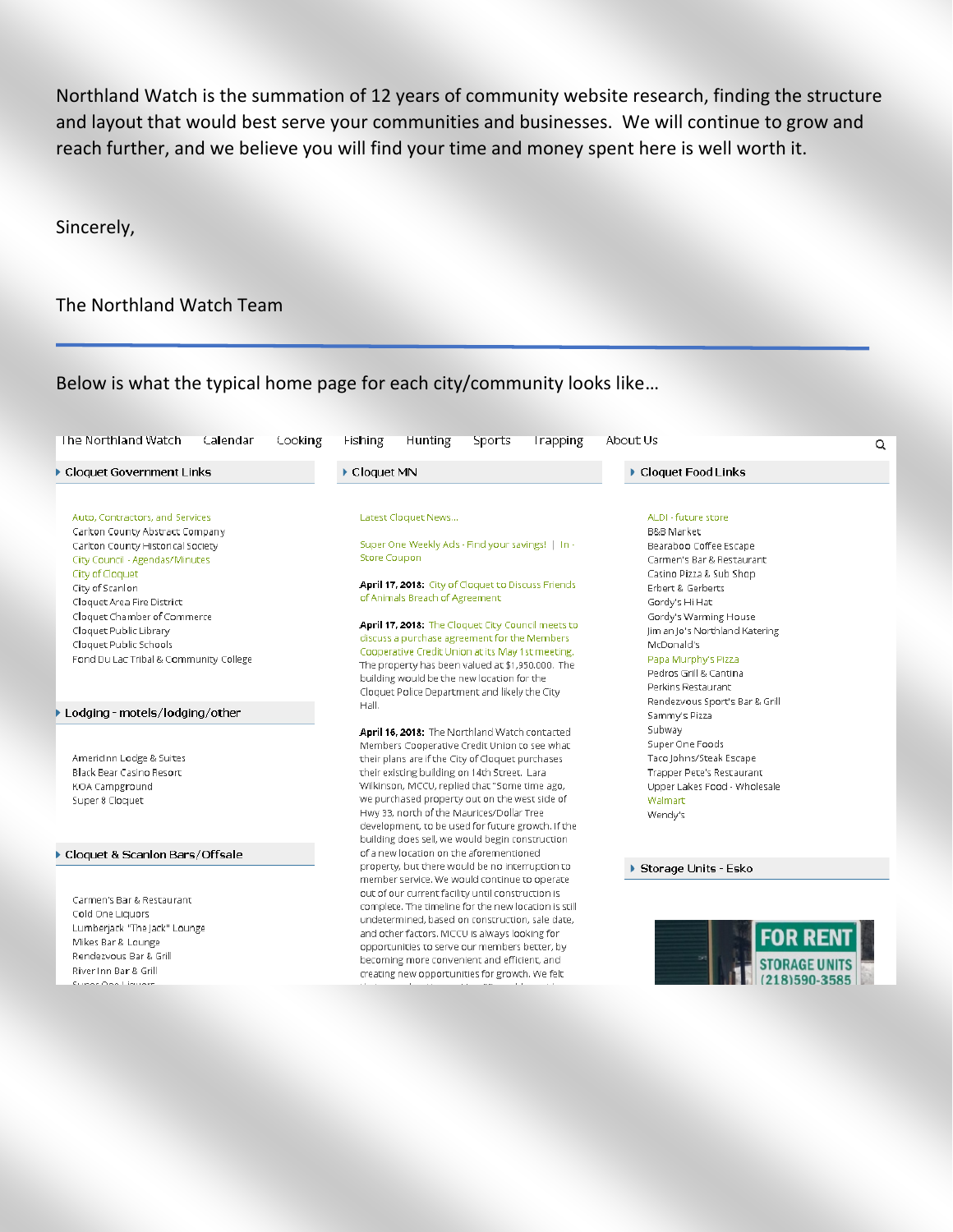Northland Watch is the summation of 12 years of community website research, finding the structure and layout that would best serve your communities and businesses. We will continue to grow and reach further, and we believe you will find your time and money spent here is well worth it.

Sincerely,

The Northland Watch Team

---

Below is what the typical home page for each city/community looks like…

The Northland Watch | Calendar | Cooking | Fishing | Hunting | Sports | Trapping | About Us

**Cloquet Government Links**

- Auto, Contractors, and Services
- Carlton County Abstract Company
- Carlton County Historical Society
- City Council - Agendas/Minutes
- City of Cloquet
- City of Scanlon
- Cloquet Area Fire District
- Cloquet Chamber of Commerce
- Cloquet Public Library
- Cloquet Public Schools
- Fond Du Lac Tribal & Community College

**Lodging - motels/lodging/other**

- AmericInn Lodge & Suites
- Black Bear Casino Resort
- KOA Campground
- Super 8 Cloquet

**Cloquet & Scanlon Bars/Offsale**

- Carmen's Bar & Restaurant
- Cold One Liquors
- Lumberjack "The Jack" Lounge
- Mikes Bar & Lounge
- Rendezvous Bar & Grill
- River Inn Bar & Grill
- Super One Liquors

**Cloquet MN**

Latest Cloquet News...

Super One Weekly Ads - Find your savings! | In - Store Coupon

**April 17, 2018:** City of Cloquet to Discuss Friends of Animals Breach of Agreement

**April 17, 2018:** The Cloquet City Council meets to discuss a purchase agreement for the Members Cooperative Credit Union at its May 1st meeting. The property has been valued at $1,950,000. The building would be the new location for the Cloquet Police Department and likely the City Hall.

**April 16, 2018:** The Northland Watch contacted Members Cooperative Credit Union to see what their plans are if the City of Cloquet purchases their existing building on 14th Street. Lara Wilkinson, MCCU, replied that "Some time ago, we purchased property out on the west side of Hwy 33, north of the Maurices/Dollar Tree development, to be used for future growth. If the building does sell, we would begin construction of a new location on the aforementioned property, but there would be no interruption to member service. We would continue to operate out of our current facility until construction is complete. The timeline for the new location is still undetermined, based on construction, sale date, and other factors. MCCU is always looking for opportunities to serve our members better, by becoming more convenient and efficient, and creating new opportunities for growth. We felt

**Cloquet Food Links**

- ALDI - future store
- B&B Market
- Bearaboo Coffee Escape
- Carmen's Bar & Restaurant
- Casino Pizza & Sub Shop
- Erbert & Gerberts
- Gordy's Hi Hat
- Gordy's Warming House
- Jim an Jo's Northland Katering
- McDonald's
- Papa Murphy's Pizza
- Pedros Grill & Cantina
- Perkins Restaurant
- Rendezvous Sport's Bar & Grill
- Sammy's Pizza
- Subway
- Super One Foods
- Taco Johns/Steak Escape
- Trapper Pete's Restaurant
- Upper Lakes Food - Wholesale
- Walmart
- Wendy's

**Storage Units - Esko**

FOR RENT STORAGE UNITS (218)590-3585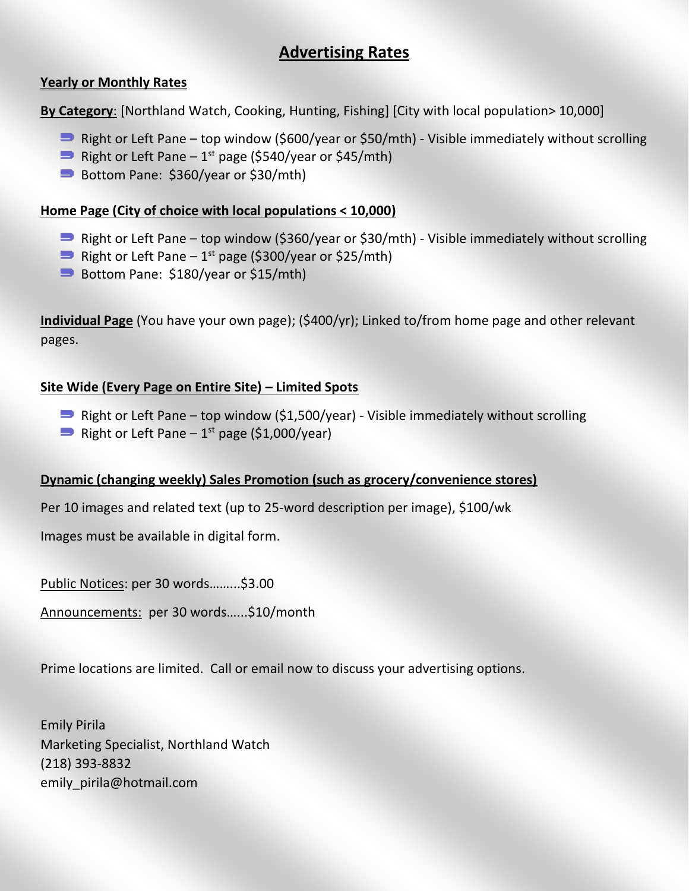# Advertising Rates

**Yearly or Monthly Rates**

**By Category**: [Northland Watch, Cooking, Hunting, Fishing] [City with local population> 10,000]

- Right or Left Pane – top window ($600/year or $50/mth) - Visible immediately without scrolling
- Right or Left Pane – 1st page ($540/year or $45/mth)
- Bottom Pane: $360/year or $30/mth)

**Home Page (City of choice with local populations < 10,000)**

- Right or Left Pane – top window ($360/year or $30/mth) - Visible immediately without scrolling
- Right or Left Pane – 1st page ($300/year or $25/mth)
- Bottom Pane: $180/year or $15/mth)

**Individual Page** (You have your own page); ($400/yr); Linked to/from home page and other relevant pages.

**Site Wide (Every Page on Entire Site) – Limited Spots**

- Right or Left Pane – top window ($1,500/year) - Visible immediately without scrolling
- Right or Left Pane – 1st page ($1,000/year)

**Dynamic (changing weekly) Sales Promotion (such as grocery/convenience stores)**

Per 10 images and related text (up to 25-word description per image), $100/wk

Images must be available in digital form.

Public Notices: per 30 words……...$3.00

Announcements: per 30 words…...$10/month

Prime locations are limited. Call or email now to discuss your advertising options.

Emily Pirila
Marketing Specialist, Northland Watch
(218) 393-8832
emily_pirila@hotmail.com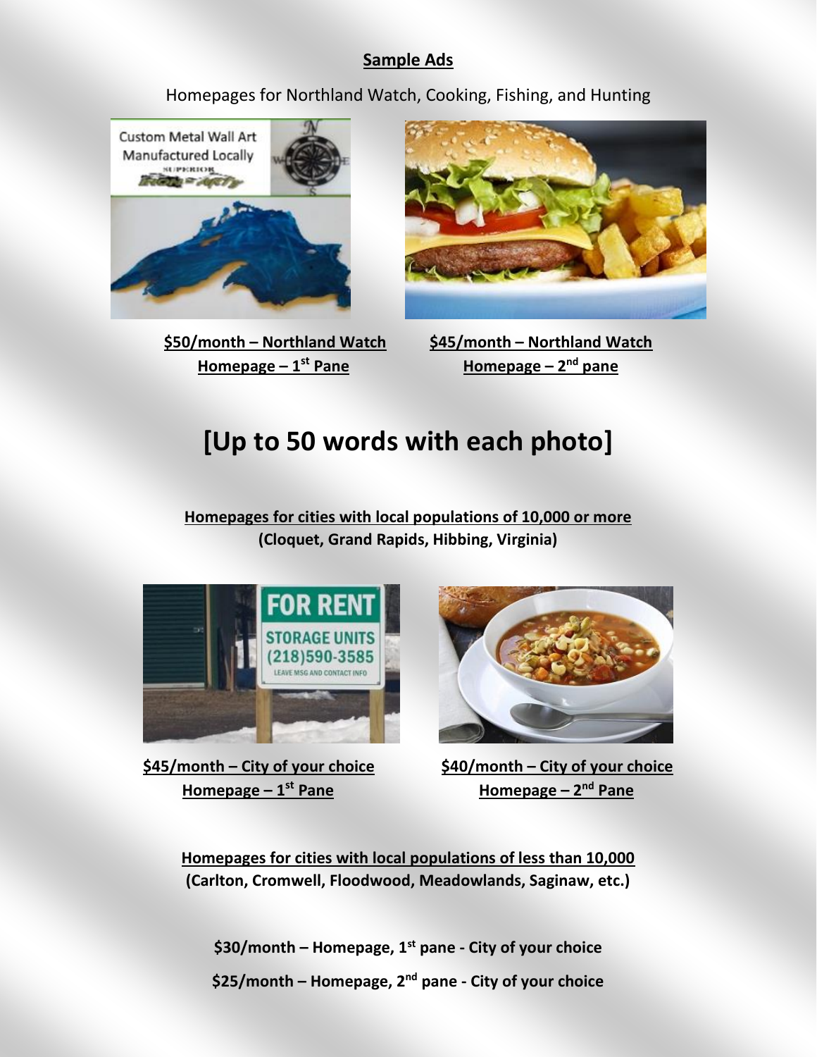## Sample Ads

Homepages for Northland Watch, Cooking, Fishing, and Hunting

**$50/month – Northland Watch Homepage – 1st Pane**

**$45/month – Northland Watch Homepage – 2nd pane**

# [Up to 50 words with each photo]

**Homepages for cities with local populations of 10,000 or more**
**(Cloquet, Grand Rapids, Hibbing, Virginia)**

**$45/month – City of your choice Homepage – 1st Pane**

**$40/month – City of your choice Homepage – 2nd Pane**

**Homepages for cities with local populations of less than 10,000**
**(Carlton, Cromwell, Floodwood, Meadowlands, Saginaw, etc.)**

**$30/month – Homepage, 1st pane - City of your choice**

**$25/month – Homepage, 2nd pane - City of your choice**